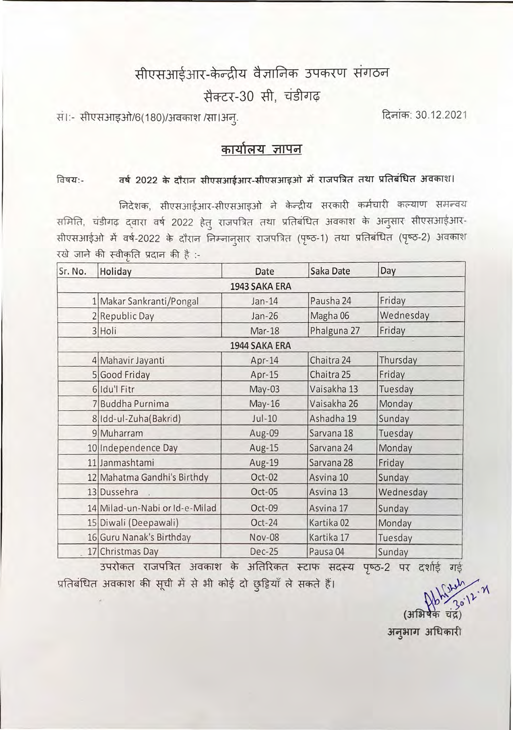# सीएसआईआर-केन्द्रीय वैज्ञानिक उपकरण संगठन

## सैक्टर-30 सी, चंडीगढ़

सं:- सीएसआइओ/6(180)/अवकाश /सा।अनु.

दिनांक: 30.12.2021

## कार्यालय ज्ञापन

विषय:- **वर्ष 2022 के दौरान सीएसआईआर-सीएसआइओ में राजपत्रित तथा प्रतिबंधित अवकाश।**

निदेशक, सीएसआईआर-सीएसआइओ ने केन्द्रीय सरकारी कर्मचारी कल्याण समन्वय समिति, चंडीगढ़ द्वारा वर्ष 2022 हेतु राजपत्रित तथा प्रतिबंधित अवकाश के अनुसार सीएसआईआर-सीएसआईओ में वर्ष-2022 के दौरान निम्नानुसार राजपत्रित (पृष्ठ-1) तथा प्रतिबंधित (पृष्ठ-2) अवकाश रखे जाने की स्वीकृति प्रदान की है :-

| Sr. No. | Holiday | Date | Saka Date | Day |
|---|---|---|---|---|
| **1943 SAKA ERA** | | | | |
| 1 | Makar Sankranti/Pongal | Jan-14 | Pausha 24 | Friday |
| 2 | Republic Day | Jan-26 | Magha 06 | Wednesday |
| 3 | Holi | Mar-18 | Phalguna 27 | Friday |
| **1944 SAKA ERA** | | | | |
| 4 | Mahavir Jayanti | Apr-14 | Chaitra 24 | Thursday |
| 5 | Good Friday | Apr-15 | Chaitra 25 | Friday |
| 6 | Idu'l Fitr | May-03 | Vaisakha 13 | Tuesday |
| 7 | Buddha Purnima | May-16 | Vaisakha 26 | Monday |
| 8 | Idd-ul-Zuha(Bakrid) | Jul-10 | Ashadha 19 | Sunday |
| 9 | Muharram | Aug-09 | Sarvana 18 | Tuesday |
| 10 | Independence Day | Aug-15 | Sarvana 24 | Monday |
| 11 | Janmashtami | Aug-19 | Sarvana 28 | Friday |
| 12 | Mahatma Gandhi's Birthdy | Oct-02 | Asvina 10 | Sunday |
| 13 | Dussehra | Oct-05 | Asvina 13 | Wednesday |
| 14 | Milad-un-Nabi or Id-e-Milad | Oct-09 | Asvina 17 | Sunday |
| 15 | Diwali (Deepawali) | Oct-24 | Kartika 02 | Monday |
| 16 | Guru Nanak's Birthday | Nov-08 | Kartika 17 | Tuesday |
| 17 | Christmas Day | Dec-25 | Pausa 04 | Sunday |

उपरोकत राजपत्रित अवकाश के अतिरिक्त स्टाफ सदस्य पृष्ठ-2 पर दर्शाई गई प्रतिबंधित अवकाश की सूची में से भी कोई दो छुट्टियाँ ले सकते हैं।

30.12.21

(अभिषेक चंद्र)
अनुभाग अधिकारी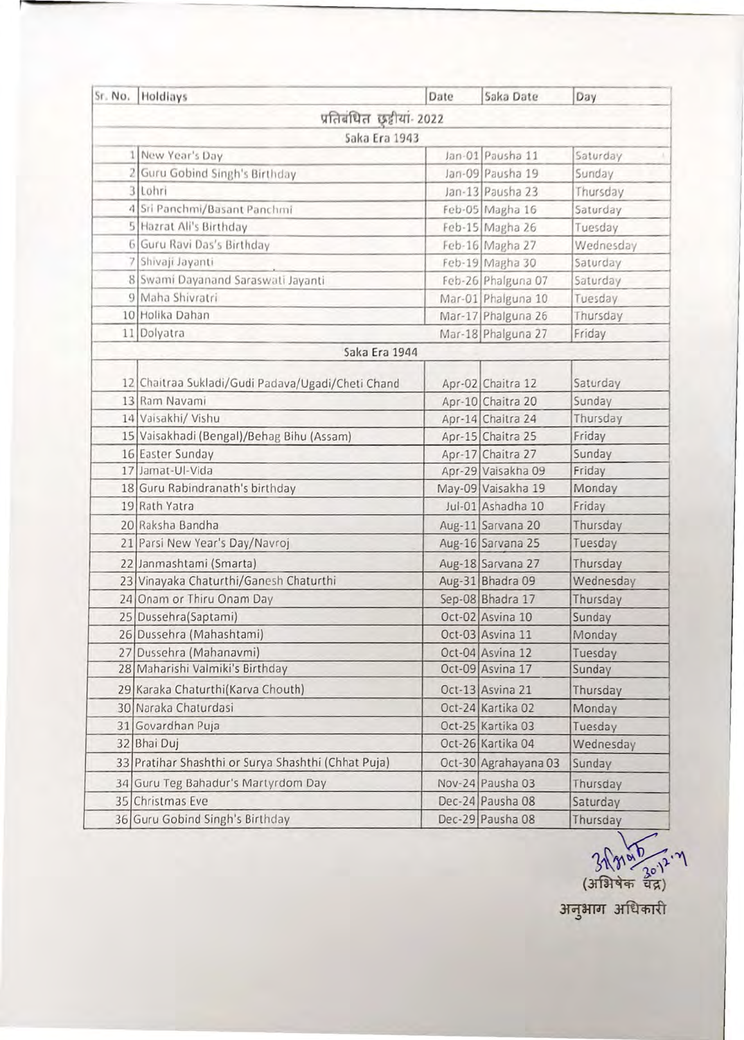| Sr. No. | Holdiays | Date | Saka Date | Day |
|---|---|---|---|---|
| | प्रतिबंधित छुट्टीयां- 2022 | | | |
| | Saka Era 1943 | | | |
| 1 | New Year's Day | Jan-01 | Pausha 11 | Saturday |
| 2 | Guru Gobind Singh's Birthday | Jan-09 | Pausha 19 | Sunday |
| 3 | Lohri | Jan-13 | Pausha 23 | Thursday |
| 4 | Sri Panchmi/Basant Panchmi | Feb-05 | Magha 16 | Saturday |
| 5 | Hazrat Ali's Birthday | Feb-15 | Magha 26 | Tuesday |
| 6 | Guru Ravi Das's Birthday | Feb-16 | Magha 27 | Wednesday |
| 7 | Shivaji Jayanti | Feb-19 | Magha 30 | Saturday |
| 8 | Swami Dayanand Saraswati Jayanti | Feb-26 | Phalguna 07 | Saturday |
| 9 | Maha Shivratri | Mar-01 | Phalguna 10 | Tuesday |
| 10 | Holika Dahan | Mar-17 | Phalguna 26 | Thursday |
| 11 | Dolyatra | Mar-18 | Phalguna 27 | Friday |
| | Saka Era 1944 | | | |
| 12 | Chaitraa Sukladi/Gudi Padava/Ugadi/Cheti Chand | Apr-02 | Chaitra 12 | Saturday |
| 13 | Ram Navami | Apr-10 | Chaitra 20 | Sunday |
| 14 | Vaisakhi/ Vishu | Apr-14 | Chaitra 24 | Thursday |
| 15 | Vaisakhadi (Bengal)/Behag Bihu (Assam) | Apr-15 | Chaitra 25 | Friday |
| 16 | Easter Sunday | Apr-17 | Chaitra 27 | Sunday |
| 17 | Jamat-Ul-Vida | Apr-29 | Vaisakha 09 | Friday |
| 18 | Guru Rabindranath's birthday | May-09 | Vaisakha 19 | Monday |
| 19 | Rath Yatra | Jul-01 | Ashadha 10 | Friday |
| 20 | Raksha Bandha | Aug-11 | Sarvana 20 | Thursday |
| 21 | Parsi New Year's Day/Navroj | Aug-16 | Sarvana 25 | Tuesday |
| 22 | Janmashtami (Smarta) | Aug-18 | Sarvana 27 | Thursday |
| 23 | Vinayaka Chaturthi/Ganesh Chaturthi | Aug-31 | Bhadra 09 | Wednesday |
| 24 | Onam or Thiru Onam Day | Sep-08 | Bhadra 17 | Thursday |
| 25 | Dussehra(Saptami) | Oct-02 | Asvina 10 | Sunday |
| 26 | Dussehra (Mahashtami) | Oct-03 | Asvina 11 | Monday |
| 27 | Dussehra (Mahanavmi) | Oct-04 | Asvina 12 | Tuesday |
| 28 | Maharishi Valmiki's Birthday | Oct-09 | Asvina 17 | Sunday |
| 29 | Karaka Chaturthi(Karva Chouth) | Oct-13 | Asvina 21 | Thursday |
| 30 | Naraka Chaturdasi | Oct-24 | Kartika 02 | Monday |
| 31 | Govardhan Puja | Oct-25 | Kartika 03 | Tuesday |
| 32 | Bhai Duj | Oct-26 | Kartika 04 | Wednesday |
| 33 | Pratihar Shashthi or Surya Shashthi (Chhat Puja) | Oct-30 | Agrahayana 03 | Sunday |
| 34 | Guru Teg Bahadur's Martyrdom Day | Nov-24 | Pausha 03 | Thursday |
| 35 | Christmas Eve | Dec-24 | Pausha 08 | Saturday |
| 36 | Guru Gobind Singh's Birthday | Dec-29 | Pausha 08 | Thursday |

अभिषेक 30.12.21

(अभिषेक चंद्र)

अनुभाग अधिकारी